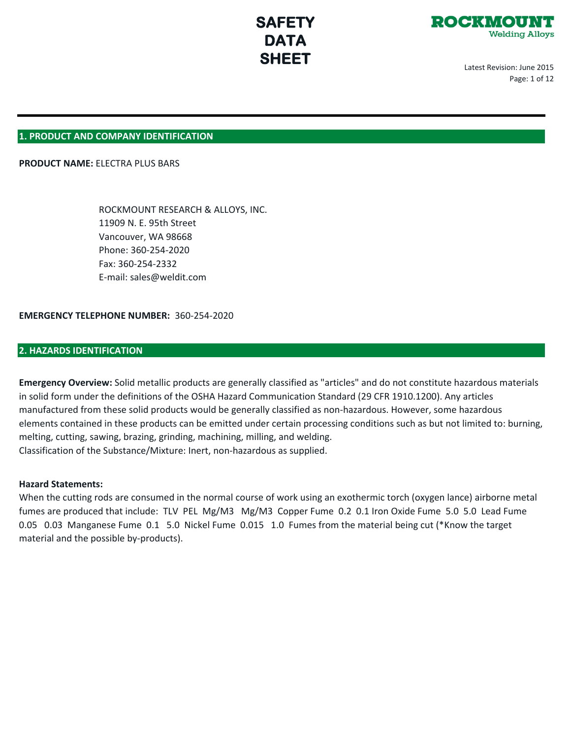# SAFETY DATA SHEET

**ROCKMOUNT**
**Welding Alloys**

Latest Revision: June 2015

## 1. PRODUCT AND COMPANY IDENTIFICATION

**PRODUCT NAME:** ELECTRA PLUS BARS

ROCKMOUNT RESEARCH & ALLOYS, INC.
11909 N. E. 95th Street
Vancouver, WA 98668
Phone: 360-254-2020
Fax: 360-254-2332
E-mail: sales@weldit.com

**EMERGENCY TELEPHONE NUMBER:** 360-254-2020

## 2. HAZARDS IDENTIFICATION

**Emergency Overview:** Solid metallic products are generally classified as "articles" and do not constitute hazardous materials in solid form under the definitions of the OSHA Hazard Communication Standard (29 CFR 1910.1200). Any articles manufactured from these solid products would be generally classified as non-hazardous. However, some hazardous elements contained in these products can be emitted under certain processing conditions such as but not limited to: burning, melting, cutting, sawing, brazing, grinding, machining, milling, and welding.
Classification of the Substance/Mixture: Inert, non-hazardous as supplied.

**Hazard Statements:**
When the cutting rods are consumed in the normal course of work using an exothermic torch (oxygen lance) airborne metal fumes are produced that include: TLV PEL Mg/M3 Mg/M3 Copper Fume 0.2 0.1 Iron Oxide Fume 5.0 5.0 Lead Fume 0.05 0.03 Manganese Fume 0.1 5.0 Nickel Fume 0.015 1.0 Fumes from the material being cut (*Know the target material and the possible by-products).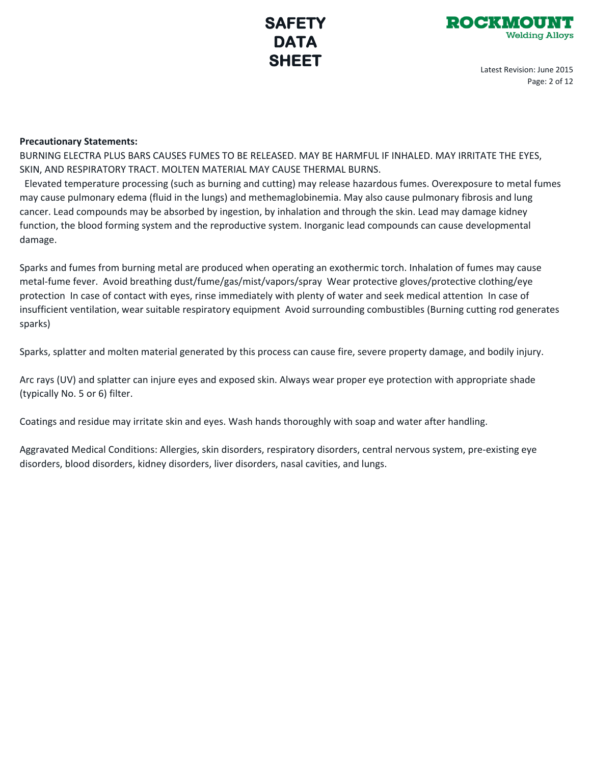**Precautionary Statements:**

BURNING ELECTRA PLUS BARS CAUSES FUMES TO BE RELEASED. MAY BE HARMFUL IF INHALED. MAY IRRITATE THE EYES, SKIN, AND RESPIRATORY TRACT. MOLTEN MATERIAL MAY CAUSE THERMAL BURNS.

Elevated temperature processing (such as burning and cutting) may release hazardous fumes. Overexposure to metal fumes may cause pulmonary edema (fluid in the lungs) and methemaglobinemia. May also cause pulmonary fibrosis and lung cancer. Lead compounds may be absorbed by ingestion, by inhalation and through the skin. Lead may damage kidney function, the blood forming system and the reproductive system. Inorganic lead compounds can cause developmental damage.

Sparks and fumes from burning metal are produced when operating an exothermic torch. Inhalation of fumes may cause metal-fume fever. Avoid breathing dust/fume/gas/mist/vapors/spray Wear protective gloves/protective clothing/eye protection In case of contact with eyes, rinse immediately with plenty of water and seek medical attention In case of insufficient ventilation, wear suitable respiratory equipment Avoid surrounding combustibles (Burning cutting rod generates sparks)

Sparks, splatter and molten material generated by this process can cause fire, severe property damage, and bodily injury.

Arc rays (UV) and splatter can injure eyes and exposed skin. Always wear proper eye protection with appropriate shade (typically No. 5 or 6) filter.

Coatings and residue may irritate skin and eyes. Wash hands thoroughly with soap and water after handling.

Aggravated Medical Conditions: Allergies, skin disorders, respiratory disorders, central nervous system, pre-existing eye disorders, blood disorders, kidney disorders, liver disorders, nasal cavities, and lungs.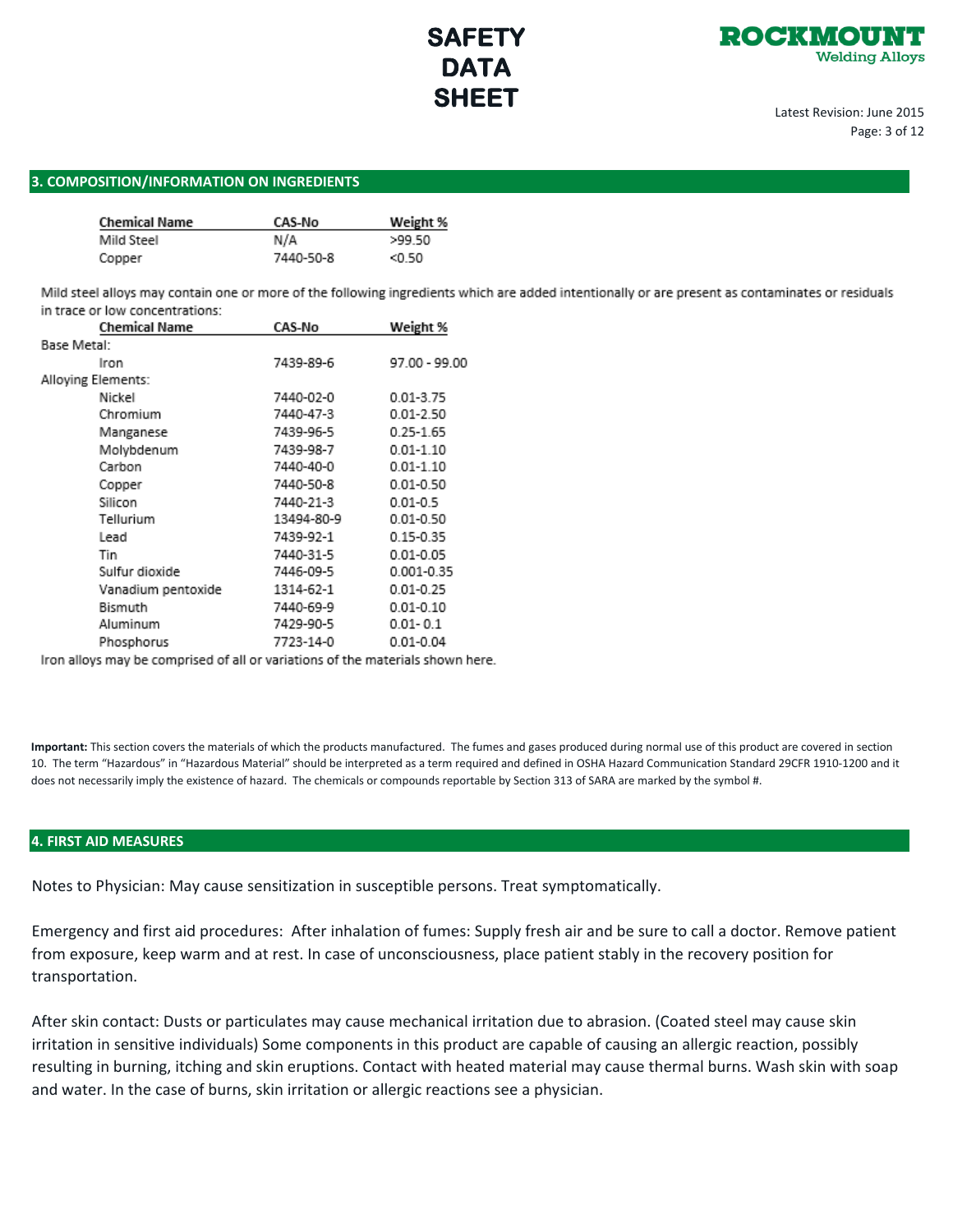## 3. COMPOSITION/INFORMATION ON INGREDIENTS

| Chemical Name | CAS-No | Weight % |
| --- | --- | --- |
| Mild Steel | N/A | >99.50 |
| Copper | 7440-50-8 | <0.50 |

Mild steel alloys may contain one or more of the following ingredients which are added intentionally or are present as contaminates or residuals in trace or low concentrations:

| Chemical Name | CAS-No | Weight % |
| --- | --- | --- |
| Base Metal: | | |
| Iron | 7439-89-6 | 97.00 - 99.00 |
| Alloying Elements: | | |
| Nickel | 7440-02-0 | 0.01-3.75 |
| Chromium | 7440-47-3 | 0.01-2.50 |
| Manganese | 7439-96-5 | 0.25-1.65 |
| Molybdenum | 7439-98-7 | 0.01-1.10 |
| Carbon | 7440-40-0 | 0.01-1.10 |
| Copper | 7440-50-8 | 0.01-0.50 |
| Silicon | 7440-21-3 | 0.01-0.5 |
| Tellurium | 13494-80-9 | 0.01-0.50 |
| Lead | 7439-92-1 | 0.15-0.35 |
| Tin | 7440-31-5 | 0.01-0.05 |
| Sulfur dioxide | 7446-09-5 | 0.001-0.35 |
| Vanadium pentoxide | 1314-62-1 | 0.01-0.25 |
| Bismuth | 7440-69-9 | 0.01-0.10 |
| Aluminum | 7429-90-5 | 0.01- 0.1 |
| Phosphorus | 7723-14-0 | 0.01-0.04 |

Iron alloys may be comprised of all or variations of the materials shown here.

**Important:** This section covers the materials of which the products manufactured. The fumes and gases produced during normal use of this product are covered in section 10. The term "Hazardous" in "Hazardous Material" should be interpreted as a term required and defined in OSHA Hazard Communication Standard 29CFR 1910-1200 and it does not necessarily imply the existence of hazard. The chemicals or compounds reportable by Section 313 of SARA are marked by the symbol #.

## 4. FIRST AID MEASURES

Notes to Physician: May cause sensitization in susceptible persons. Treat symptomatically.

Emergency and first aid procedures: After inhalation of fumes: Supply fresh air and be sure to call a doctor. Remove patient from exposure, keep warm and at rest. In case of unconsciousness, place patient stably in the recovery position for transportation.

After skin contact: Dusts or particulates may cause mechanical irritation due to abrasion. (Coated steel may cause skin irritation in sensitive individuals) Some components in this product are capable of causing an allergic reaction, possibly resulting in burning, itching and skin eruptions. Contact with heated material may cause thermal burns. Wash skin with soap and water. In the case of burns, skin irritation or allergic reactions see a physician.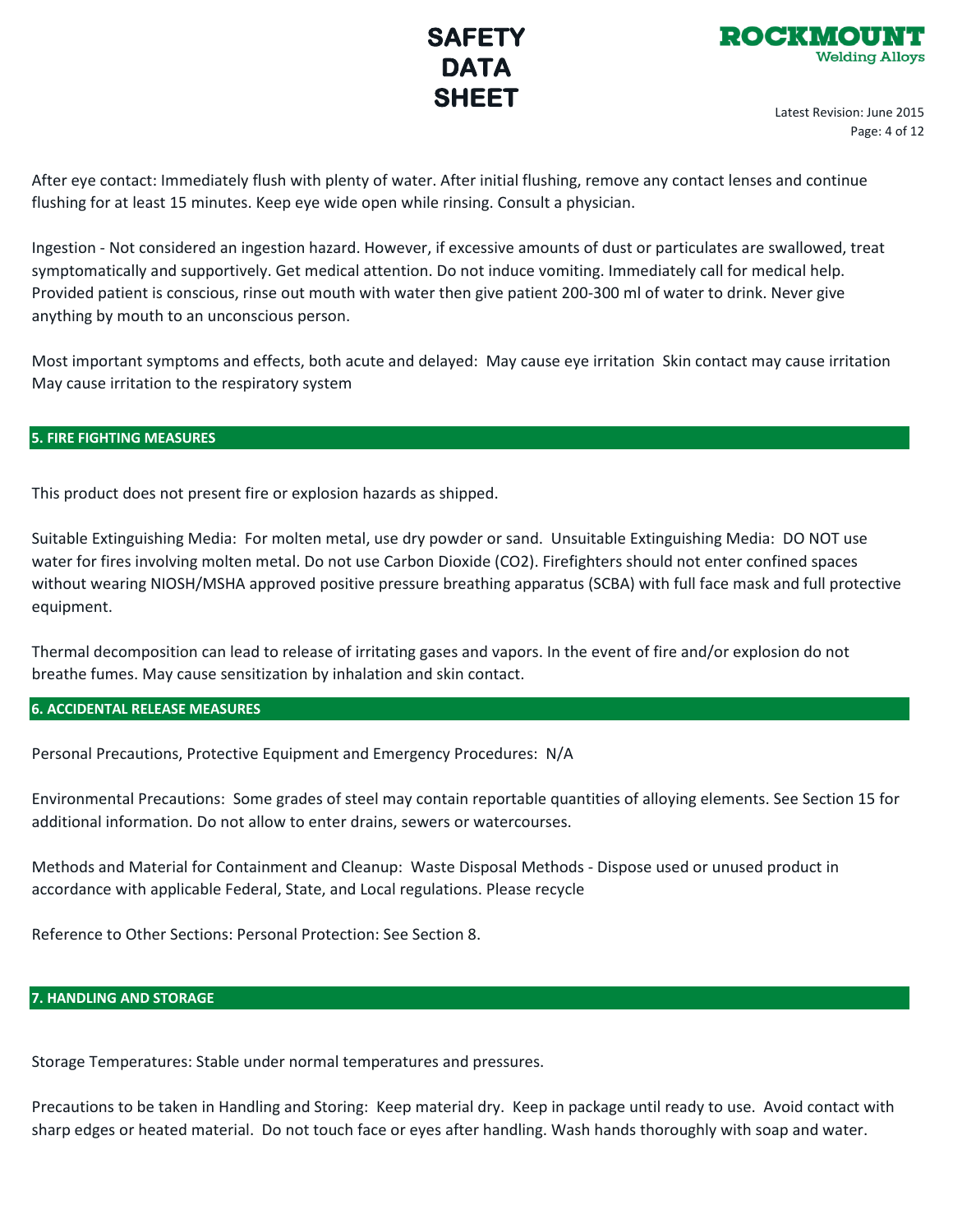After eye contact: Immediately flush with plenty of water. After initial flushing, remove any contact lenses and continue flushing for at least 15 minutes. Keep eye wide open while rinsing. Consult a physician.

Ingestion - Not considered an ingestion hazard. However, if excessive amounts of dust or particulates are swallowed, treat symptomatically and supportively. Get medical attention. Do not induce vomiting. Immediately call for medical help. Provided patient is conscious, rinse out mouth with water then give patient 200-300 ml of water to drink. Never give anything by mouth to an unconscious person.

Most important symptoms and effects, both acute and delayed: May cause eye irritation Skin contact may cause irritation May cause irritation to the respiratory system

## 5. FIRE FIGHTING MEASURES

This product does not present fire or explosion hazards as shipped.

Suitable Extinguishing Media: For molten metal, use dry powder or sand. Unsuitable Extinguishing Media: DO NOT use water for fires involving molten metal. Do not use Carbon Dioxide ($CO_2$). Firefighters should not enter confined spaces without wearing NIOSH/MSHA approved positive pressure breathing apparatus (SCBA) with full face mask and full protective equipment.

Thermal decomposition can lead to release of irritating gases and vapors. In the event of fire and/or explosion do not breathe fumes. May cause sensitization by inhalation and skin contact.

## 6. ACCIDENTAL RELEASE MEASURES

Personal Precautions, Protective Equipment and Emergency Procedures: N/A

Environmental Precautions: Some grades of steel may contain reportable quantities of alloying elements. See Section 15 for additional information. Do not allow to enter drains, sewers or watercourses.

Methods and Material for Containment and Cleanup: Waste Disposal Methods - Dispose used or unused product in accordance with applicable Federal, State, and Local regulations. Please recycle

Reference to Other Sections: Personal Protection: See Section 8.

## 7. HANDLING AND STORAGE

Storage Temperatures: Stable under normal temperatures and pressures.

Precautions to be taken in Handling and Storing: Keep material dry. Keep in package until ready to use. Avoid contact with sharp edges or heated material. Do not touch face or eyes after handling. Wash hands thoroughly with soap and water.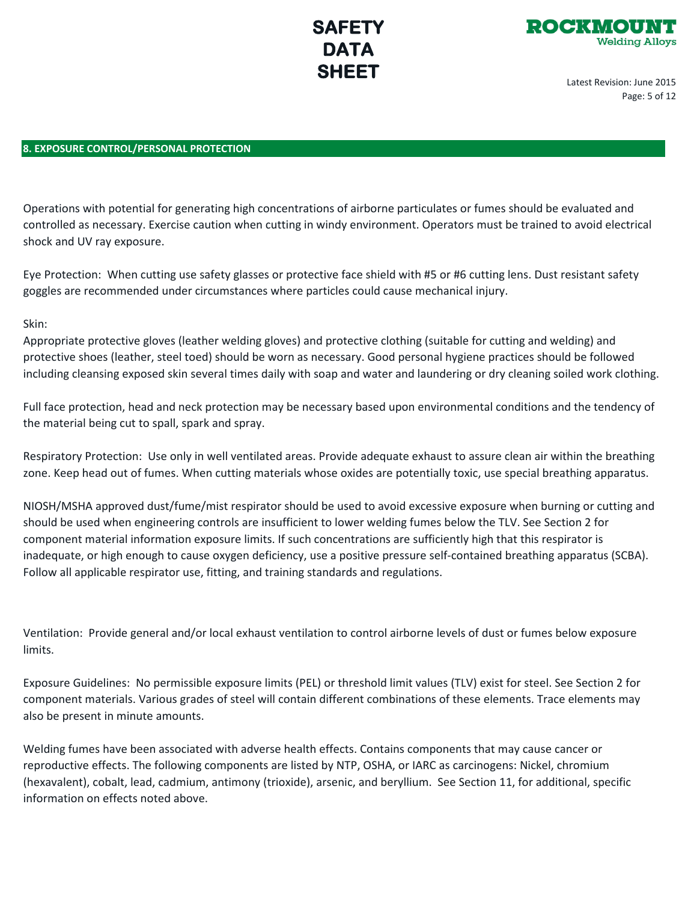## 8. EXPOSURE CONTROL/PERSONAL PROTECTION

Operations with potential for generating high concentrations of airborne particulates or fumes should be evaluated and controlled as necessary. Exercise caution when cutting in windy environment. Operators must be trained to avoid electrical shock and UV ray exposure.

Eye Protection: When cutting use safety glasses or protective face shield with #5 or #6 cutting lens. Dust resistant safety goggles are recommended under circumstances where particles could cause mechanical injury.

Skin:
Appropriate protective gloves (leather welding gloves) and protective clothing (suitable for cutting and welding) and protective shoes (leather, steel toed) should be worn as necessary. Good personal hygiene practices should be followed including cleansing exposed skin several times daily with soap and water and laundering or dry cleaning soiled work clothing.

Full face protection, head and neck protection may be necessary based upon environmental conditions and the tendency of the material being cut to spall, spark and spray.

Respiratory Protection: Use only in well ventilated areas. Provide adequate exhaust to assure clean air within the breathing zone. Keep head out of fumes. When cutting materials whose oxides are potentially toxic, use special breathing apparatus.

NIOSH/MSHA approved dust/fume/mist respirator should be used to avoid excessive exposure when burning or cutting and should be used when engineering controls are insufficient to lower welding fumes below the TLV. See Section 2 for component material information exposure limits. If such concentrations are sufficiently high that this respirator is inadequate, or high enough to cause oxygen deficiency, use a positive pressure self-contained breathing apparatus (SCBA). Follow all applicable respirator use, fitting, and training standards and regulations.

Ventilation: Provide general and/or local exhaust ventilation to control airborne levels of dust or fumes below exposure limits.

Exposure Guidelines: No permissible exposure limits (PEL) or threshold limit values (TLV) exist for steel. See Section 2 for component materials. Various grades of steel will contain different combinations of these elements. Trace elements may also be present in minute amounts.

Welding fumes have been associated with adverse health effects. Contains components that may cause cancer or reproductive effects. The following components are listed by NTP, OSHA, or IARC as carcinogens: Nickel, chromium (hexavalent), cobalt, lead, cadmium, antimony (trioxide), arsenic, and beryllium. See Section 11, for additional, specific information on effects noted above.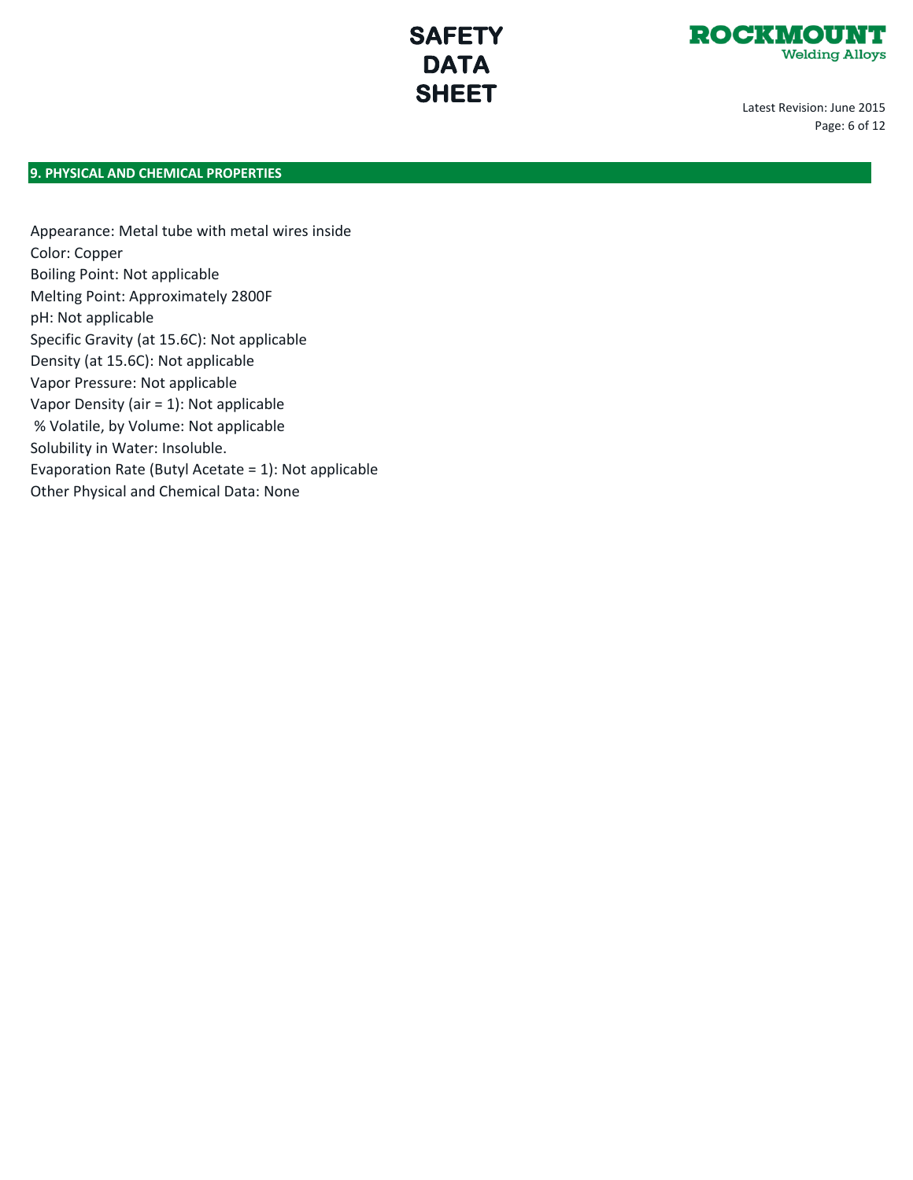## 9. PHYSICAL AND CHEMICAL PROPERTIES

Appearance: Metal tube with metal wires inside
Color: Copper
Boiling Point: Not applicable
Melting Point: Approximately 2800F
pH: Not applicable
Specific Gravity (at 15.6C): Not applicable
Density (at 15.6C): Not applicable
Vapor Pressure: Not applicable
Vapor Density (air = 1): Not applicable
% Volatile, by Volume: Not applicable
Solubility in Water: Insoluble.
Evaporation Rate (Butyl Acetate = 1): Not applicable
Other Physical and Chemical Data: None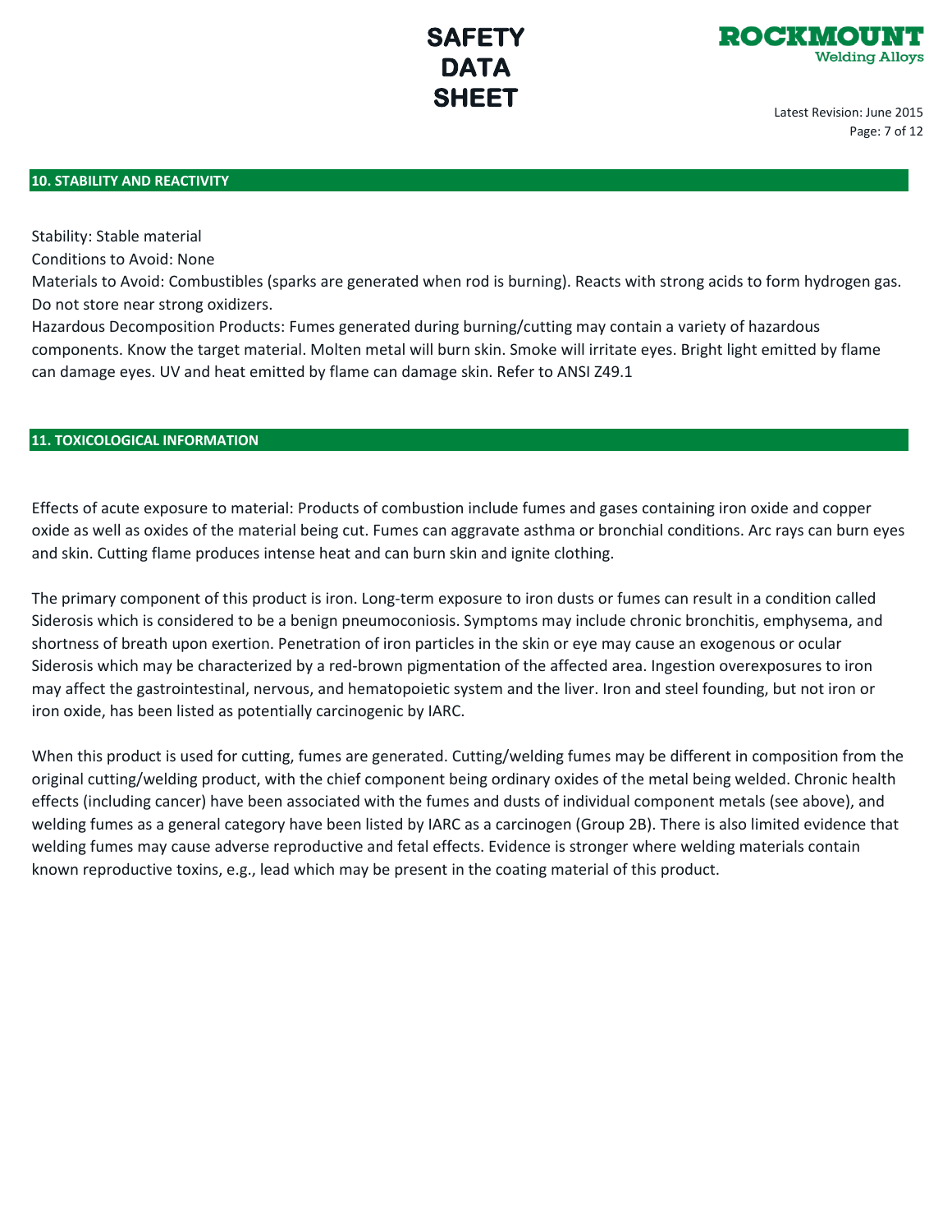## 10. STABILITY AND REACTIVITY

Stability: Stable material
Conditions to Avoid: None
Materials to Avoid: Combustibles (sparks are generated when rod is burning). Reacts with strong acids to form hydrogen gas. Do not store near strong oxidizers.
Hazardous Decomposition Products: Fumes generated during burning/cutting may contain a variety of hazardous components. Know the target material. Molten metal will burn skin. Smoke will irritate eyes. Bright light emitted by flame can damage eyes. UV and heat emitted by flame can damage skin. Refer to ANSI Z49.1

## 11. TOXICOLOGICAL INFORMATION

Effects of acute exposure to material: Products of combustion include fumes and gases containing iron oxide and copper oxide as well as oxides of the material being cut. Fumes can aggravate asthma or bronchial conditions. Arc rays can burn eyes and skin. Cutting flame produces intense heat and can burn skin and ignite clothing.

The primary component of this product is iron. Long-term exposure to iron dusts or fumes can result in a condition called Siderosis which is considered to be a benign pneumoconiosis. Symptoms may include chronic bronchitis, emphysema, and shortness of breath upon exertion. Penetration of iron particles in the skin or eye may cause an exogenous or ocular Siderosis which may be characterized by a red-brown pigmentation of the affected area. Ingestion overexposures to iron may affect the gastrointestinal, nervous, and hematopoietic system and the liver. Iron and steel founding, but not iron or iron oxide, has been listed as potentially carcinogenic by IARC.

When this product is used for cutting, fumes are generated. Cutting/welding fumes may be different in composition from the original cutting/welding product, with the chief component being ordinary oxides of the metal being welded. Chronic health effects (including cancer) have been associated with the fumes and dusts of individual component metals (see above), and welding fumes as a general category have been listed by IARC as a carcinogen (Group 2B). There is also limited evidence that welding fumes may cause adverse reproductive and fetal effects. Evidence is stronger where welding materials contain known reproductive toxins, e.g., lead which may be present in the coating material of this product.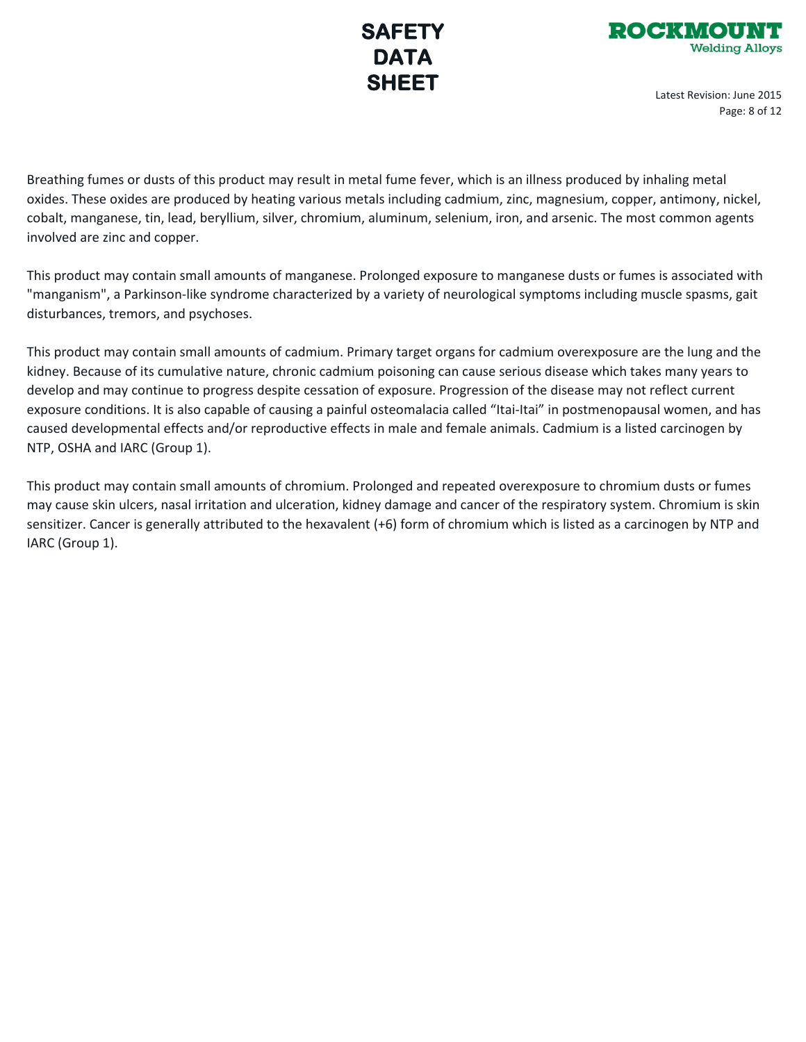Breathing fumes or dusts of this product may result in metal fume fever, which is an illness produced by inhaling metal oxides. These oxides are produced by heating various metals including cadmium, zinc, magnesium, copper, antimony, nickel, cobalt, manganese, tin, lead, beryllium, silver, chromium, aluminum, selenium, iron, and arsenic. The most common agents involved are zinc and copper.

This product may contain small amounts of manganese. Prolonged exposure to manganese dusts or fumes is associated with "manganism", a Parkinson-like syndrome characterized by a variety of neurological symptoms including muscle spasms, gait disturbances, tremors, and psychoses.

This product may contain small amounts of cadmium. Primary target organs for cadmium overexposure are the lung and the kidney. Because of its cumulative nature, chronic cadmium poisoning can cause serious disease which takes many years to develop and may continue to progress despite cessation of exposure. Progression of the disease may not reflect current exposure conditions. It is also capable of causing a painful osteomalacia called “Itai-Itai” in postmenopausal women, and has caused developmental effects and/or reproductive effects in male and female animals. Cadmium is a listed carcinogen by NTP, OSHA and IARC (Group 1).

This product may contain small amounts of chromium. Prolonged and repeated overexposure to chromium dusts or fumes may cause skin ulcers, nasal irritation and ulceration, kidney damage and cancer of the respiratory system. Chromium is skin sensitizer. Cancer is generally attributed to the hexavalent (+6) form of chromium which is listed as a carcinogen by NTP and IARC (Group 1).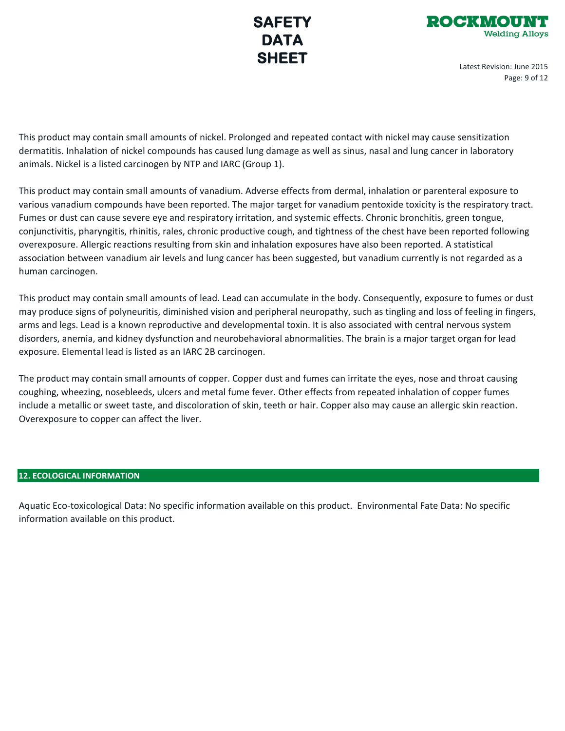This product may contain small amounts of nickel. Prolonged and repeated contact with nickel may cause sensitization dermatitis. Inhalation of nickel compounds has caused lung damage as well as sinus, nasal and lung cancer in laboratory animals. Nickel is a listed carcinogen by NTP and IARC (Group 1).

This product may contain small amounts of vanadium. Adverse effects from dermal, inhalation or parenteral exposure to various vanadium compounds have been reported. The major target for vanadium pentoxide toxicity is the respiratory tract. Fumes or dust can cause severe eye and respiratory irritation, and systemic effects. Chronic bronchitis, green tongue, conjunctivitis, pharyngitis, rhinitis, rales, chronic productive cough, and tightness of the chest have been reported following overexposure. Allergic reactions resulting from skin and inhalation exposures have also been reported. A statistical association between vanadium air levels and lung cancer has been suggested, but vanadium currently is not regarded as a human carcinogen.

This product may contain small amounts of lead. Lead can accumulate in the body. Consequently, exposure to fumes or dust may produce signs of polyneuritis, diminished vision and peripheral neuropathy, such as tingling and loss of feeling in fingers, arms and legs. Lead is a known reproductive and developmental toxin. It is also associated with central nervous system disorders, anemia, and kidney dysfunction and neurobehavioral abnormalities. The brain is a major target organ for lead exposure. Elemental lead is listed as an IARC 2B carcinogen.

The product may contain small amounts of copper. Copper dust and fumes can irritate the eyes, nose and throat causing coughing, wheezing, nosebleeds, ulcers and metal fume fever. Other effects from repeated inhalation of copper fumes include a metallic or sweet taste, and discoloration of skin, teeth or hair. Copper also may cause an allergic skin reaction. Overexposure to copper can affect the liver.

## 12. ECOLOGICAL INFORMATION

Aquatic Eco-toxicological Data: No specific information available on this product. Environmental Fate Data: No specific information available on this product.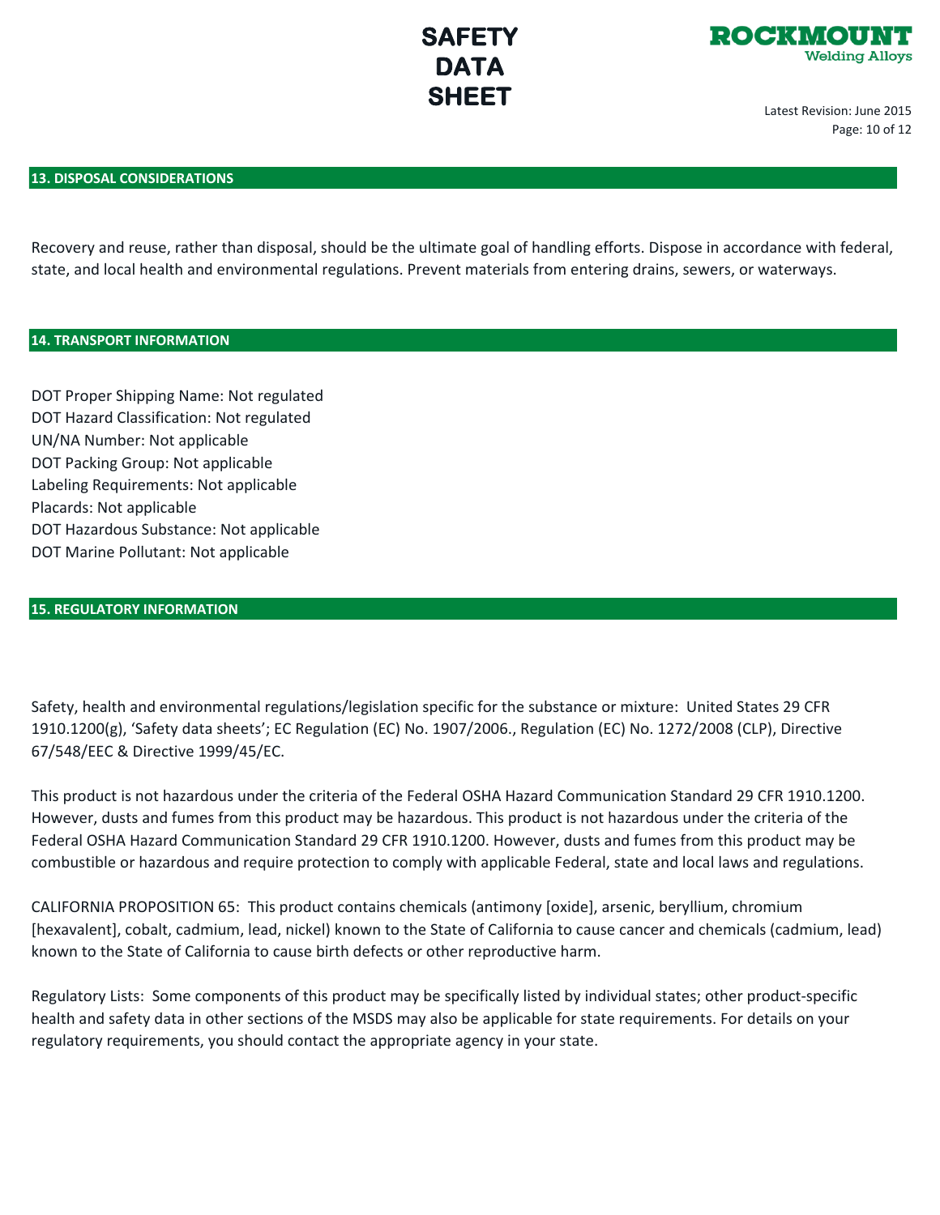## 13. DISPOSAL CONSIDERATIONS

Recovery and reuse, rather than disposal, should be the ultimate goal of handling efforts. Dispose in accordance with federal, state, and local health and environmental regulations. Prevent materials from entering drains, sewers, or waterways.

## 14. TRANSPORT INFORMATION

DOT Proper Shipping Name: Not regulated
DOT Hazard Classification: Not regulated
UN/NA Number: Not applicable
DOT Packing Group: Not applicable
Labeling Requirements: Not applicable
Placards: Not applicable
DOT Hazardous Substance: Not applicable
DOT Marine Pollutant: Not applicable

## 15. REGULATORY INFORMATION

Safety, health and environmental regulations/legislation specific for the substance or mixture: United States 29 CFR 1910.1200(g), 'Safety data sheets'; EC Regulation (EC) No. 1907/2006., Regulation (EC) No. 1272/2008 (CLP), Directive 67/548/EEC & Directive 1999/45/EC.

This product is not hazardous under the criteria of the Federal OSHA Hazard Communication Standard 29 CFR 1910.1200. However, dusts and fumes from this product may be hazardous. This product is not hazardous under the criteria of the Federal OSHA Hazard Communication Standard 29 CFR 1910.1200. However, dusts and fumes from this product may be combustible or hazardous and require protection to comply with applicable Federal, state and local laws and regulations.

CALIFORNIA PROPOSITION 65: This product contains chemicals (antimony [oxide], arsenic, beryllium, chromium [hexavalent], cobalt, cadmium, lead, nickel) known to the State of California to cause cancer and chemicals (cadmium, lead) known to the State of California to cause birth defects or other reproductive harm.

Regulatory Lists: Some components of this product may be specifically listed by individual states; other product-specific health and safety data in other sections of the MSDS may also be applicable for state requirements. For details on your regulatory requirements, you should contact the appropriate agency in your state.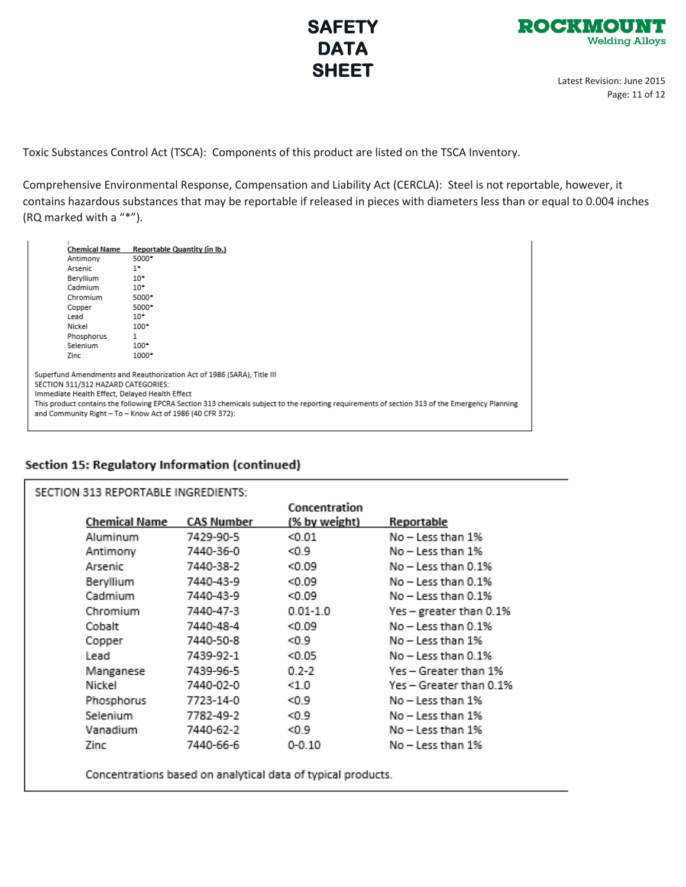Toxic Substances Control Act (TSCA): Components of this product are listed on the TSCA Inventory.

Comprehensive Environmental Response, Compensation and Liability Act (CERCLA): Steel is not reportable, however, it contains hazardous substances that may be reportable if released in pieces with diameters less than or equal to 0.004 inches (RQ marked with a "*").

| Chemical Name | Reportable Quantity (in lb.) |
|---|---|
| Antimony | 5000* |
| Arsenic | 1* |
| Beryllium | 10* |
| Cadmium | 10* |
| Chromium | 5000* |
| Copper | 5000* |
| Lead | 10* |
| Nickel | 100* |
| Phosphorus | 1 |
| Selenium | 100* |
| Zinc | 1000* |

Superfund Amendments and Reauthorization Act of 1986 (SARA), Title III
SECTION 311/312 HAZARD CATEGORIES:
Immediate Health Effect, Delayed Health Effect
This product contains the following EPCRA Section 313 chemicals subject to the reporting requirements of section 313 of the Emergency Planning and Community Right – To – Know Act of 1986 (40 CFR 372):

## Section 15: Regulatory Information (continued)

SECTION 313 REPORTABLE INGREDIENTS:

| Chemical Name | CAS Number | Concentration (% by weight) | Reportable |
|---|---|---|---|
| Aluminum | 7429-90-5 | <0.01 | No – Less than 1% |
| Antimony | 7440-36-0 | <0.9 | No – Less than 1% |
| Arsenic | 7440-38-2 | <0.09 | No – Less than 0.1% |
| Beryllium | 7440-43-9 | <0.09 | No – Less than 0.1% |
| Cadmium | 7440-43-9 | <0.09 | No – Less than 0.1% |
| Chromium | 7440-47-3 | 0.01-1.0 | Yes – greater than 0.1% |
| Cobalt | 7440-48-4 | <0.09 | No – Less than 0.1% |
| Copper | 7440-50-8 | <0.9 | No – Less than 1% |
| Lead | 7439-92-1 | <0.05 | No – Less than 0.1% |
| Manganese | 7439-96-5 | 0.2-2 | Yes – Greater than 1% |
| Nickel | 7440-02-0 | <1.0 | Yes – Greater than 0.1% |
| Phosphorus | 7723-14-0 | <0.9 | No – Less than 1% |
| Selenium | 7782-49-2 | <0.9 | No – Less than 1% |
| Vanadium | 7440-62-2 | <0.9 | No – Less than 1% |
| Zinc | 7440-66-6 | 0-0.10 | No – Less than 1% |

Concentrations based on analytical data of typical products.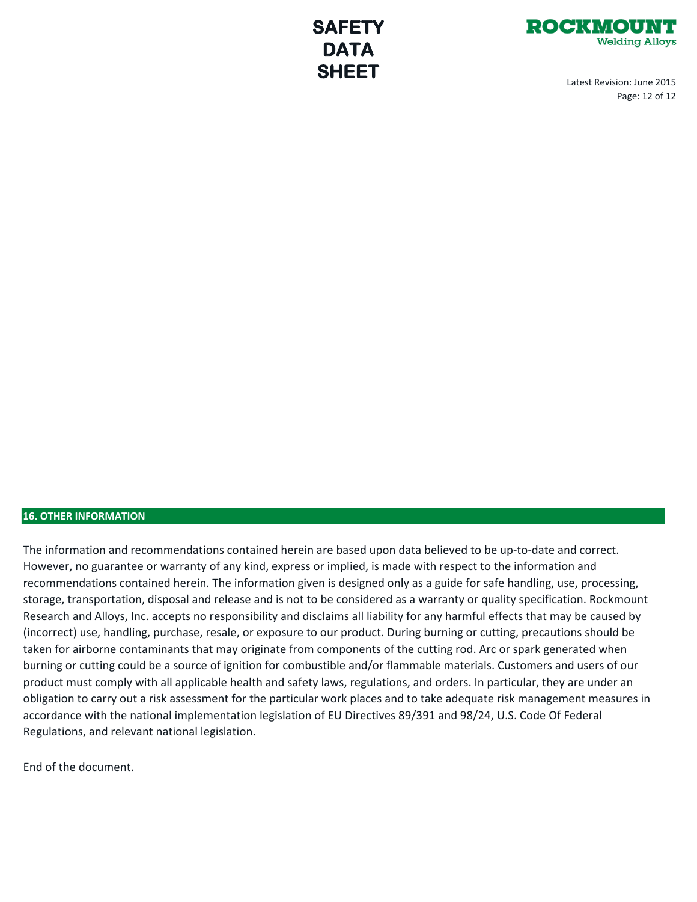## 16. OTHER INFORMATION

The information and recommendations contained herein are based upon data believed to be up-to-date and correct. However, no guarantee or warranty of any kind, express or implied, is made with respect to the information and recommendations contained herein. The information given is designed only as a guide for safe handling, use, processing, storage, transportation, disposal and release and is not to be considered as a warranty or quality specification. Rockmount Research and Alloys, Inc. accepts no responsibility and disclaims all liability for any harmful effects that may be caused by (incorrect) use, handling, purchase, resale, or exposure to our product. During burning or cutting, precautions should be taken for airborne contaminants that may originate from components of the cutting rod. Arc or spark generated when burning or cutting could be a source of ignition for combustible and/or flammable materials. Customers and users of our product must comply with all applicable health and safety laws, regulations, and orders. In particular, they are under an obligation to carry out a risk assessment for the particular work places and to take adequate risk management measures in accordance with the national implementation legislation of EU Directives 89/391 and 98/24, U.S. Code Of Federal Regulations, and relevant national legislation.

End of the document.